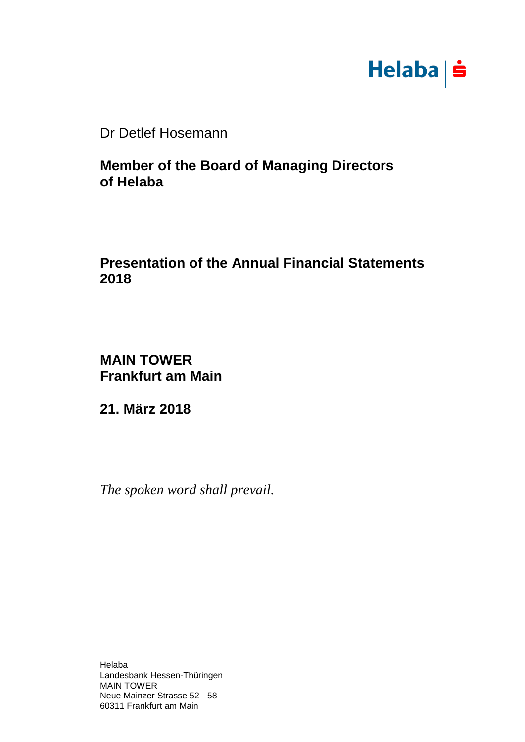Helaba

Dr Detlef Hosemann

**Member of the Board of Managing Directors of Helaba**

# Presentation of the Annual Financial Statements 2018

**MAIN TOWER**
**Frankfurt am Main**

**21. März 2018**

*The spoken word shall prevail.*

Helaba
Landesbank Hessen-Thüringen
MAIN TOWER
Neue Mainzer Strasse 52 - 58
60311 Frankfurt am Main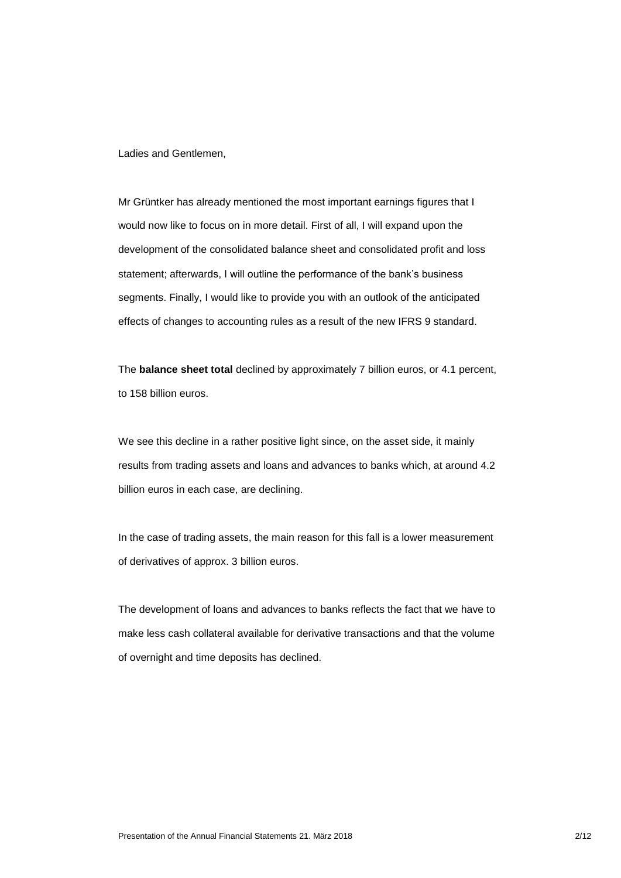Ladies and Gentlemen,

Mr Grüntker has already mentioned the most important earnings figures that I would now like to focus on in more detail. First of all, I will expand upon the development of the consolidated balance sheet and consolidated profit and loss statement; afterwards, I will outline the performance of the bank's business segments. Finally, I would like to provide you with an outlook of the anticipated effects of changes to accounting rules as a result of the new IFRS 9 standard.

The **balance sheet total** declined by approximately 7 billion euros, or 4.1 percent, to 158 billion euros.

We see this decline in a rather positive light since, on the asset side, it mainly results from trading assets and loans and advances to banks which, at around 4.2 billion euros in each case, are declining.

In the case of trading assets, the main reason for this fall is a lower measurement of derivatives of approx. 3 billion euros.

The development of loans and advances to banks reflects the fact that we have to make less cash collateral available for derivative transactions and that the volume of overnight and time deposits has declined.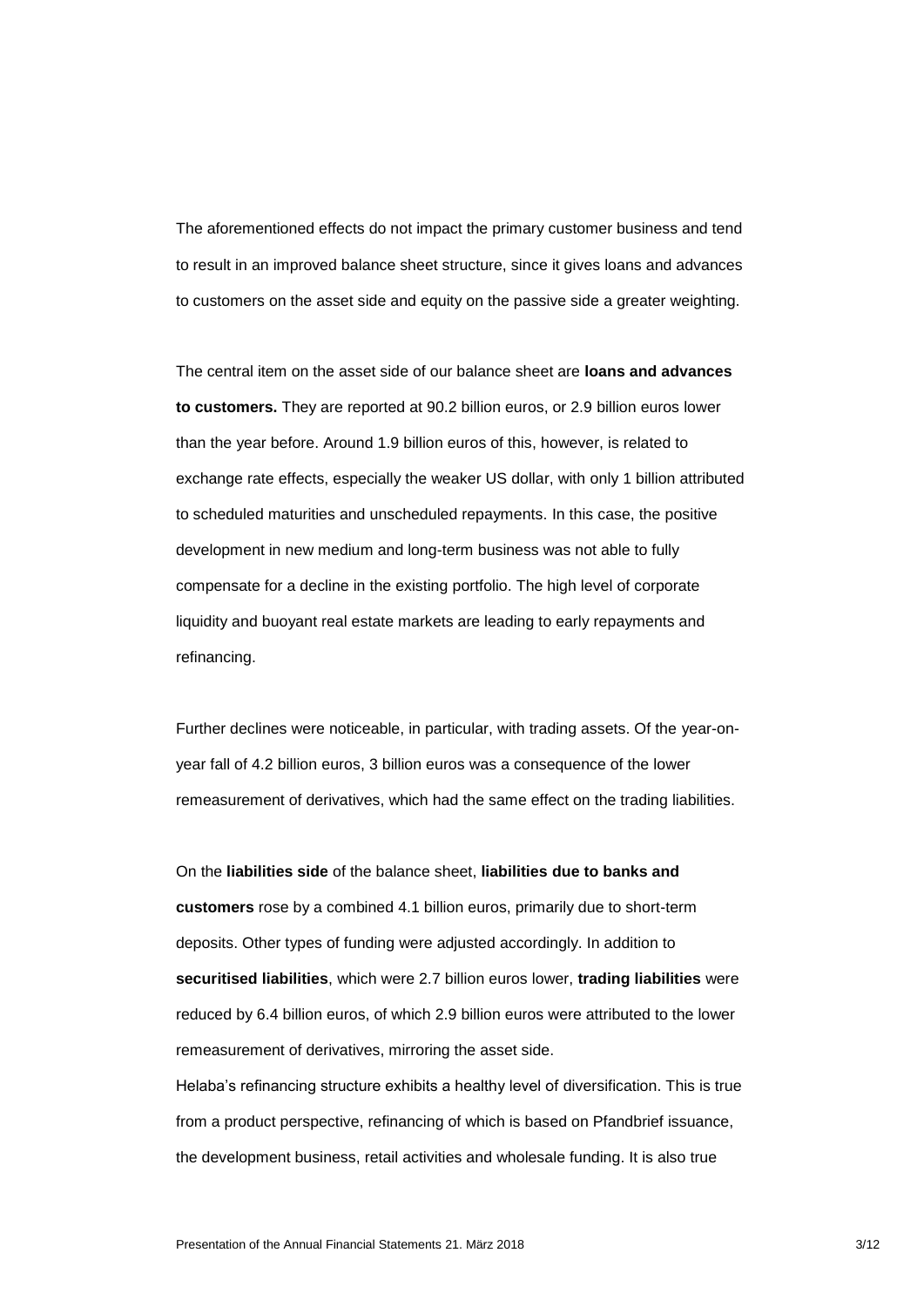The aforementioned effects do not impact the primary customer business and tend to result in an improved balance sheet structure, since it gives loans and advances to customers on the asset side and equity on the passive side a greater weighting.

The central item on the asset side of our balance sheet are **loans and advances to customers.** They are reported at 90.2 billion euros, or 2.9 billion euros lower than the year before. Around 1.9 billion euros of this, however, is related to exchange rate effects, especially the weaker US dollar, with only 1 billion attributed to scheduled maturities and unscheduled repayments. In this case, the positive development in new medium and long-term business was not able to fully compensate for a decline in the existing portfolio. The high level of corporate liquidity and buoyant real estate markets are leading to early repayments and refinancing.

Further declines were noticeable, in particular, with trading assets. Of the year-on-year fall of 4.2 billion euros, 3 billion euros was a consequence of the lower remeasurement of derivatives, which had the same effect on the trading liabilities.

On the **liabilities side** of the balance sheet, **liabilities due to banks and customers** rose by a combined 4.1 billion euros, primarily due to short-term deposits. Other types of funding were adjusted accordingly. In addition to **securitised liabilities**, which were 2.7 billion euros lower, **trading liabilities** were reduced by 6.4 billion euros, of which 2.9 billion euros were attributed to the lower remeasurement of derivatives, mirroring the asset side.

Helaba's refinancing structure exhibits a healthy level of diversification. This is true from a product perspective, refinancing of which is based on Pfandbrief issuance, the development business, retail activities and wholesale funding. It is also true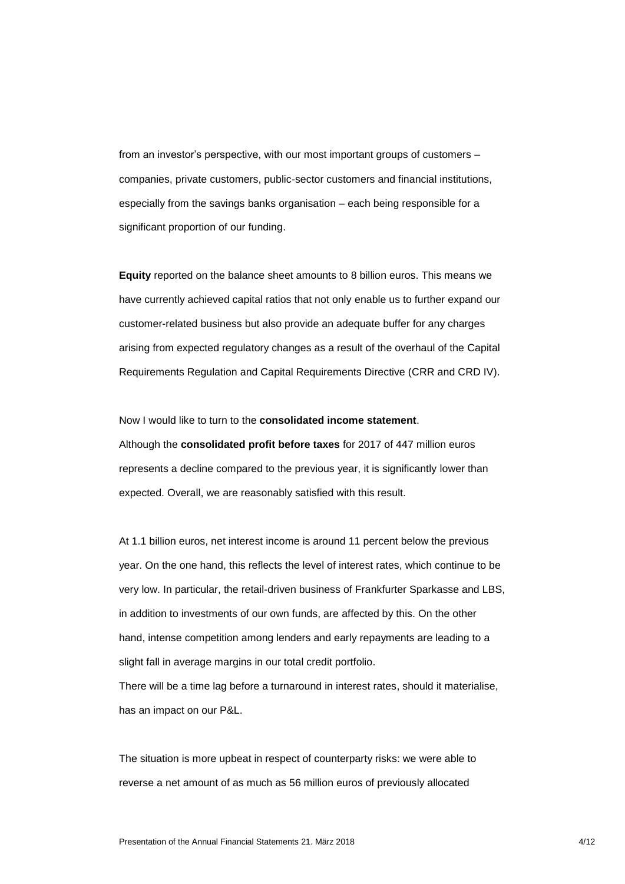from an investor's perspective, with our most important groups of customers – companies, private customers, public-sector customers and financial institutions, especially from the savings banks organisation – each being responsible for a significant proportion of our funding.

**Equity** reported on the balance sheet amounts to 8 billion euros. This means we have currently achieved capital ratios that not only enable us to further expand our customer-related business but also provide an adequate buffer for any charges arising from expected regulatory changes as a result of the overhaul of the Capital Requirements Regulation and Capital Requirements Directive (CRR and CRD IV).

Now I would like to turn to the **consolidated income statement**.
Although the **consolidated profit before taxes** for 2017 of 447 million euros represents a decline compared to the previous year, it is significantly lower than expected. Overall, we are reasonably satisfied with this result.

At 1.1 billion euros, net interest income is around 11 percent below the previous year. On the one hand, this reflects the level of interest rates, which continue to be very low. In particular, the retail-driven business of Frankfurter Sparkasse and LBS, in addition to investments of our own funds, are affected by this. On the other hand, intense competition among lenders and early repayments are leading to a slight fall in average margins in our total credit portfolio.
There will be a time lag before a turnaround in interest rates, should it materialise, has an impact on our P&L.

The situation is more upbeat in respect of counterparty risks: we were able to reverse a net amount of as much as 56 million euros of previously allocated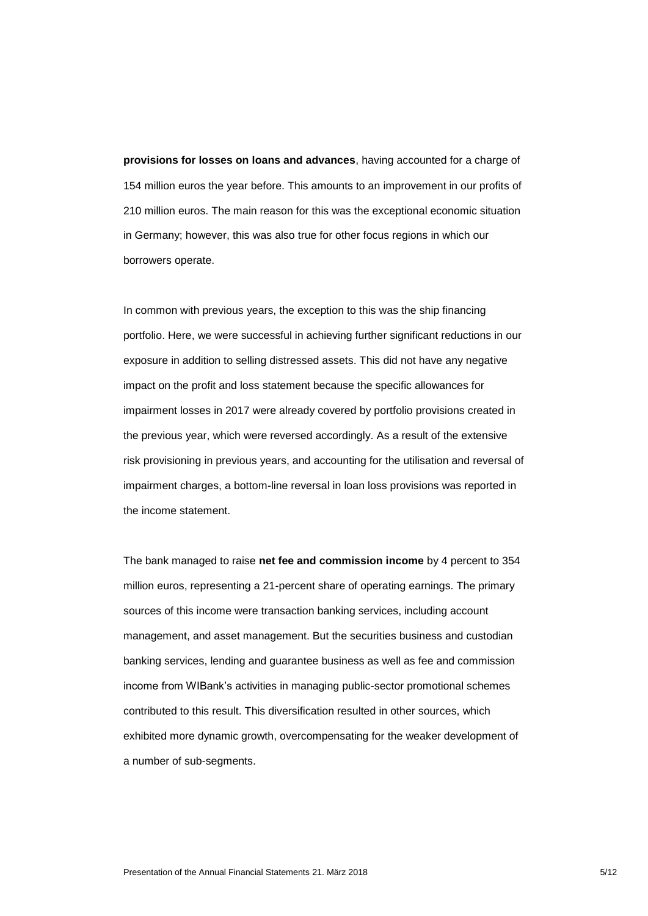**provisions for losses on loans and advances**, having accounted for a charge of 154 million euros the year before. This amounts to an improvement in our profits of 210 million euros. The main reason for this was the exceptional economic situation in Germany; however, this was also true for other focus regions in which our borrowers operate.

In common with previous years, the exception to this was the ship financing portfolio. Here, we were successful in achieving further significant reductions in our exposure in addition to selling distressed assets. This did not have any negative impact on the profit and loss statement because the specific allowances for impairment losses in 2017 were already covered by portfolio provisions created in the previous year, which were reversed accordingly. As a result of the extensive risk provisioning in previous years, and accounting for the utilisation and reversal of impairment charges, a bottom-line reversal in loan loss provisions was reported in the income statement.

The bank managed to raise **net fee and commission income** by 4 percent to 354 million euros, representing a 21-percent share of operating earnings. The primary sources of this income were transaction banking services, including account management, and asset management. But the securities business and custodian banking services, lending and guarantee business as well as fee and commission income from WIBank's activities in managing public-sector promotional schemes contributed to this result. This diversification resulted in other sources, which exhibited more dynamic growth, overcompensating for the weaker development of a number of sub-segments.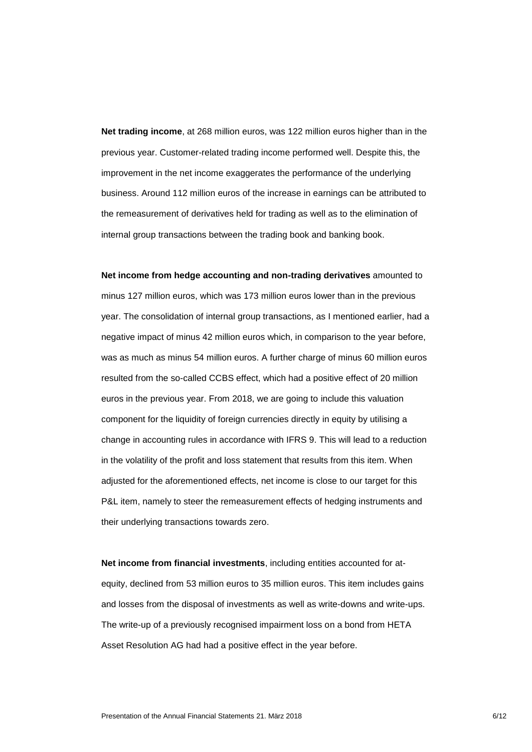**Net trading income**, at 268 million euros, was 122 million euros higher than in the previous year. Customer-related trading income performed well. Despite this, the improvement in the net income exaggerates the performance of the underlying business. Around 112 million euros of the increase in earnings can be attributed to the remeasurement of derivatives held for trading as well as to the elimination of internal group transactions between the trading book and banking book.

**Net income from hedge accounting and non-trading derivatives** amounted to minus 127 million euros, which was 173 million euros lower than in the previous year. The consolidation of internal group transactions, as I mentioned earlier, had a negative impact of minus 42 million euros which, in comparison to the year before, was as much as minus 54 million euros. A further charge of minus 60 million euros resulted from the so-called CCBS effect, which had a positive effect of 20 million euros in the previous year. From 2018, we are going to include this valuation component for the liquidity of foreign currencies directly in equity by utilising a change in accounting rules in accordance with IFRS 9. This will lead to a reduction in the volatility of the profit and loss statement that results from this item. When adjusted for the aforementioned effects, net income is close to our target for this P&L item, namely to steer the remeasurement effects of hedging instruments and their underlying transactions towards zero.

**Net income from financial investments**, including entities accounted for at-equity, declined from 53 million euros to 35 million euros. This item includes gains and losses from the disposal of investments as well as write-downs and write-ups. The write-up of a previously recognised impairment loss on a bond from HETA Asset Resolution AG had had a positive effect in the year before.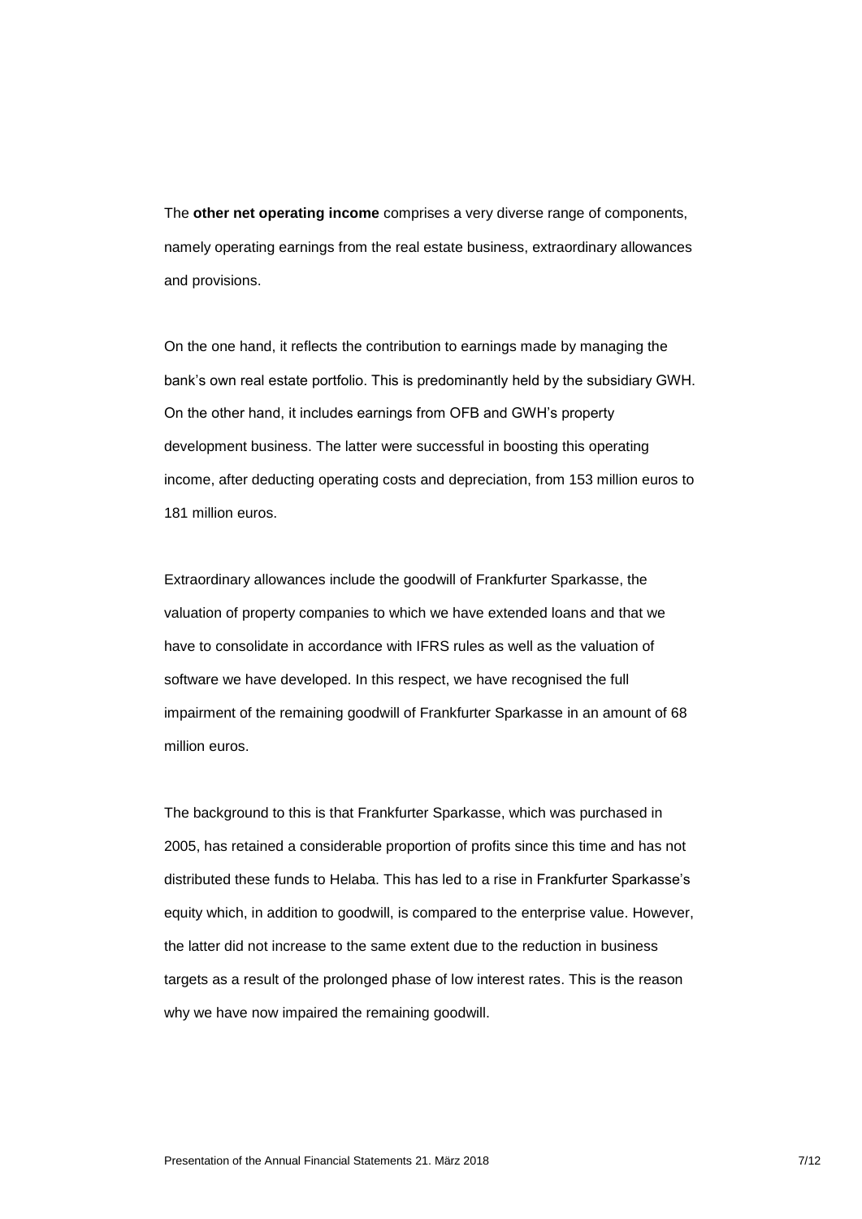The **other net operating income** comprises a very diverse range of components, namely operating earnings from the real estate business, extraordinary allowances and provisions.

On the one hand, it reflects the contribution to earnings made by managing the bank's own real estate portfolio. This is predominantly held by the subsidiary GWH. On the other hand, it includes earnings from OFB and GWH's property development business. The latter were successful in boosting this operating income, after deducting operating costs and depreciation, from 153 million euros to 181 million euros.

Extraordinary allowances include the goodwill of Frankfurter Sparkasse, the valuation of property companies to which we have extended loans and that we have to consolidate in accordance with IFRS rules as well as the valuation of software we have developed. In this respect, we have recognised the full impairment of the remaining goodwill of Frankfurter Sparkasse in an amount of 68 million euros.

The background to this is that Frankfurter Sparkasse, which was purchased in 2005, has retained a considerable proportion of profits since this time and has not distributed these funds to Helaba. This has led to a rise in Frankfurter Sparkasse's equity which, in addition to goodwill, is compared to the enterprise value. However, the latter did not increase to the same extent due to the reduction in business targets as a result of the prolonged phase of low interest rates. This is the reason why we have now impaired the remaining goodwill.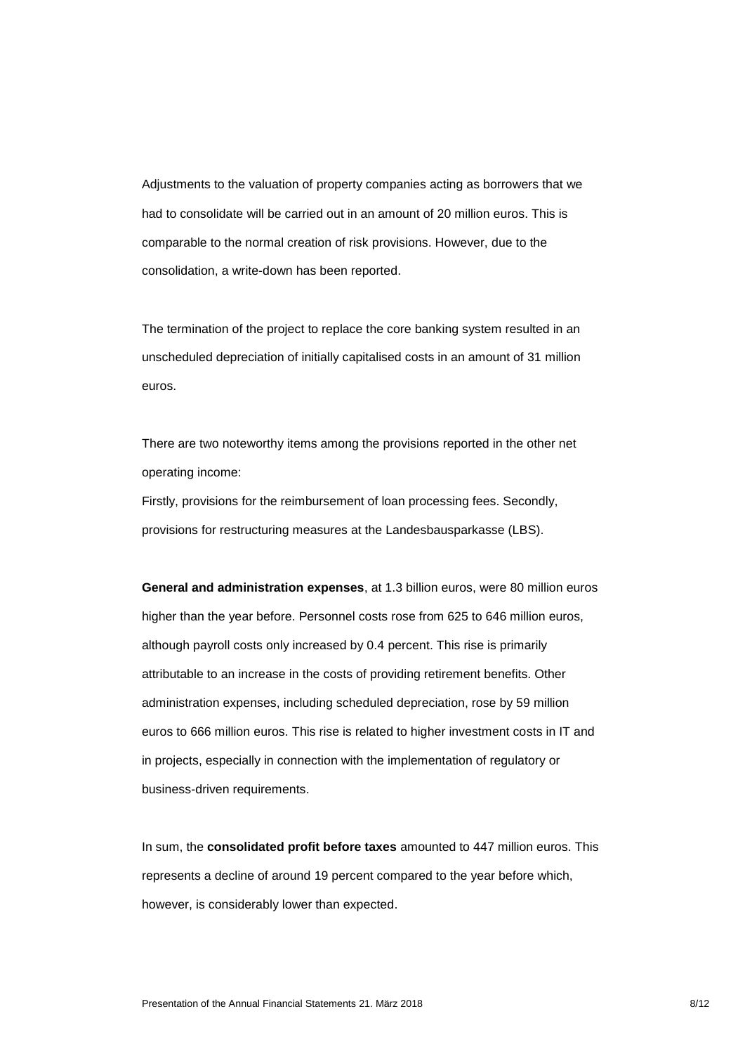Adjustments to the valuation of property companies acting as borrowers that we had to consolidate will be carried out in an amount of 20 million euros. This is comparable to the normal creation of risk provisions. However, due to the consolidation, a write-down has been reported.

The termination of the project to replace the core banking system resulted in an unscheduled depreciation of initially capitalised costs in an amount of 31 million euros.

There are two noteworthy items among the provisions reported in the other net operating income:
Firstly, provisions for the reimbursement of loan processing fees. Secondly, provisions for restructuring measures at the Landesbausparkasse (LBS).

**General and administration expenses**, at 1.3 billion euros, were 80 million euros higher than the year before. Personnel costs rose from 625 to 646 million euros, although payroll costs only increased by 0.4 percent. This rise is primarily attributable to an increase in the costs of providing retirement benefits. Other administration expenses, including scheduled depreciation, rose by 59 million euros to 666 million euros. This rise is related to higher investment costs in IT and in projects, especially in connection with the implementation of regulatory or business-driven requirements.

In sum, the **consolidated profit before taxes** amounted to 447 million euros. This represents a decline of around 19 percent compared to the year before which, however, is considerably lower than expected.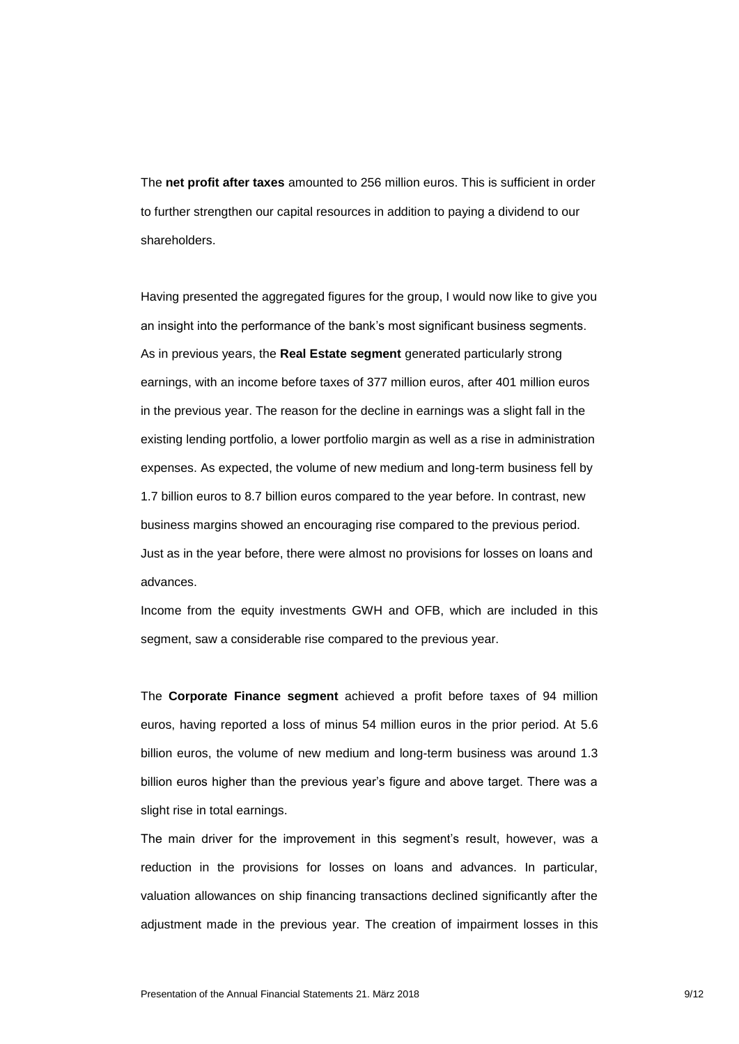The **net profit after taxes** amounted to 256 million euros. This is sufficient in order to further strengthen our capital resources in addition to paying a dividend to our shareholders.

Having presented the aggregated figures for the group, I would now like to give you an insight into the performance of the bank's most significant business segments. As in previous years, the **Real Estate segment** generated particularly strong earnings, with an income before taxes of 377 million euros, after 401 million euros in the previous year. The reason for the decline in earnings was a slight fall in the existing lending portfolio, a lower portfolio margin as well as a rise in administration expenses. As expected, the volume of new medium and long-term business fell by 1.7 billion euros to 8.7 billion euros compared to the year before. In contrast, new business margins showed an encouraging rise compared to the previous period. Just as in the year before, there were almost no provisions for losses on loans and advances.

Income from the equity investments GWH and OFB, which are included in this segment, saw a considerable rise compared to the previous year.

The **Corporate Finance segment** achieved a profit before taxes of 94 million euros, having reported a loss of minus 54 million euros in the prior period. At 5.6 billion euros, the volume of new medium and long-term business was around 1.3 billion euros higher than the previous year's figure and above target. There was a slight rise in total earnings.

The main driver for the improvement in this segment's result, however, was a reduction in the provisions for losses on loans and advances. In particular, valuation allowances on ship financing transactions declined significantly after the adjustment made in the previous year. The creation of impairment losses in this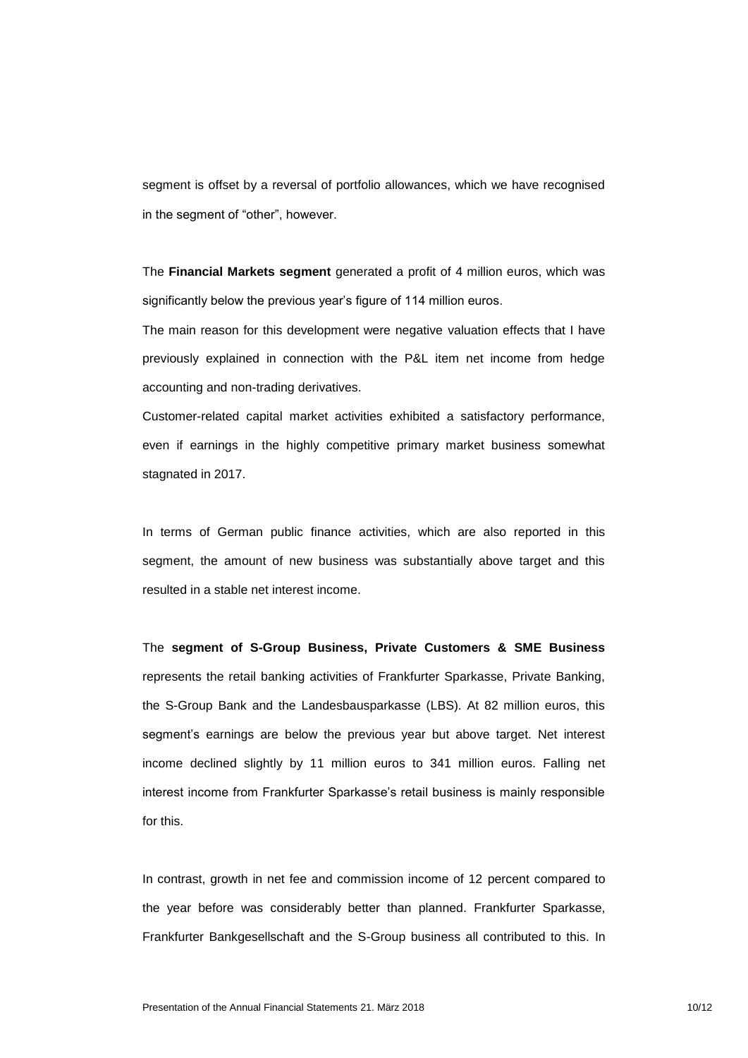segment is offset by a reversal of portfolio allowances, which we have recognised in the segment of "other", however.

The **Financial Markets segment** generated a profit of 4 million euros, which was significantly below the previous year's figure of 114 million euros.

The main reason for this development were negative valuation effects that I have previously explained in connection with the P&L item net income from hedge accounting and non-trading derivatives.

Customer-related capital market activities exhibited a satisfactory performance, even if earnings in the highly competitive primary market business somewhat stagnated in 2017.

In terms of German public finance activities, which are also reported in this segment, the amount of new business was substantially above target and this resulted in a stable net interest income.

The **segment of S-Group Business, Private Customers & SME Business** represents the retail banking activities of Frankfurter Sparkasse, Private Banking, the S-Group Bank and the Landesbausparkasse (LBS). At 82 million euros, this segment's earnings are below the previous year but above target. Net interest income declined slightly by 11 million euros to 341 million euros. Falling net interest income from Frankfurter Sparkasse's retail business is mainly responsible for this.

In contrast, growth in net fee and commission income of 12 percent compared to the year before was considerably better than planned. Frankfurter Sparkasse, Frankfurter Bankgesellschaft and the S-Group business all contributed to this. In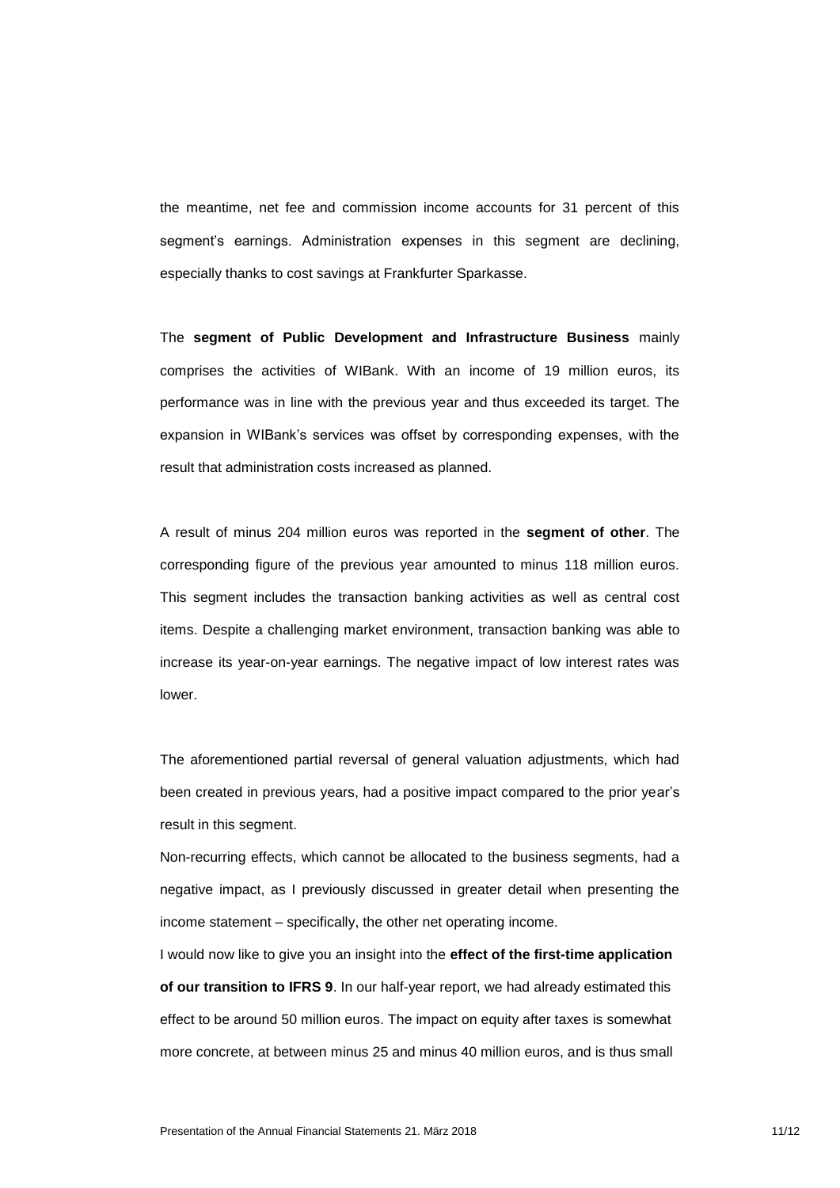the meantime, net fee and commission income accounts for 31 percent of this segment's earnings. Administration expenses in this segment are declining, especially thanks to cost savings at Frankfurter Sparkasse.

The **segment of Public Development and Infrastructure Business** mainly comprises the activities of WIBank. With an income of 19 million euros, its performance was in line with the previous year and thus exceeded its target. The expansion in WIBank's services was offset by corresponding expenses, with the result that administration costs increased as planned.

A result of minus 204 million euros was reported in the **segment of other**. The corresponding figure of the previous year amounted to minus 118 million euros. This segment includes the transaction banking activities as well as central cost items. Despite a challenging market environment, transaction banking was able to increase its year-on-year earnings. The negative impact of low interest rates was lower.

The aforementioned partial reversal of general valuation adjustments, which had been created in previous years, had a positive impact compared to the prior year's result in this segment.

Non-recurring effects, which cannot be allocated to the business segments, had a negative impact, as I previously discussed in greater detail when presenting the income statement – specifically, the other net operating income.

I would now like to give you an insight into the **effect of the first-time application of our transition to IFRS 9**. In our half-year report, we had already estimated this effect to be around 50 million euros. The impact on equity after taxes is somewhat more concrete, at between minus 25 and minus 40 million euros, and is thus small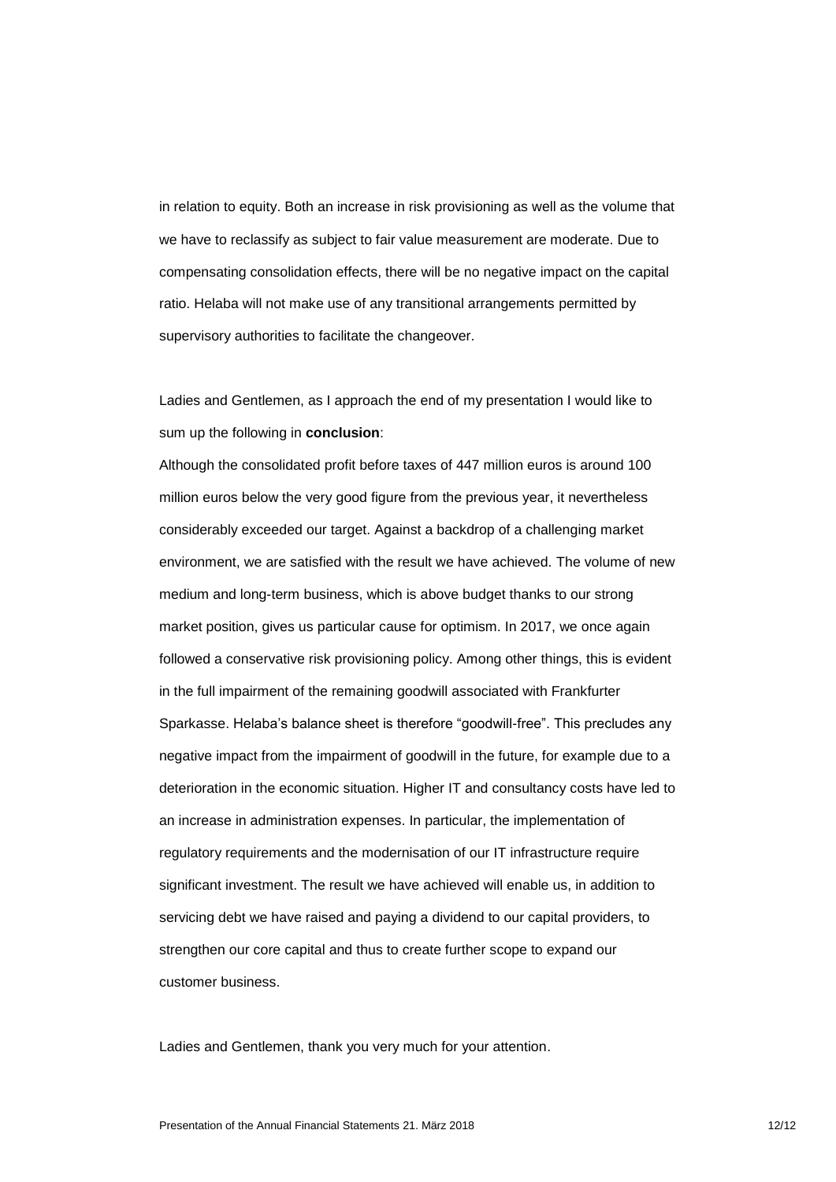in relation to equity. Both an increase in risk provisioning as well as the volume that we have to reclassify as subject to fair value measurement are moderate. Due to compensating consolidation effects, there will be no negative impact on the capital ratio. Helaba will not make use of any transitional arrangements permitted by supervisory authorities to facilitate the changeover.

Ladies and Gentlemen, as I approach the end of my presentation I would like to sum up the following in **conclusion**:

Although the consolidated profit before taxes of 447 million euros is around 100 million euros below the very good figure from the previous year, it nevertheless considerably exceeded our target. Against a backdrop of a challenging market environment, we are satisfied with the result we have achieved. The volume of new medium and long-term business, which is above budget thanks to our strong market position, gives us particular cause for optimism. In 2017, we once again followed a conservative risk provisioning policy. Among other things, this is evident in the full impairment of the remaining goodwill associated with Frankfurter Sparkasse. Helaba's balance sheet is therefore "goodwill-free". This precludes any negative impact from the impairment of goodwill in the future, for example due to a deterioration in the economic situation. Higher IT and consultancy costs have led to an increase in administration expenses. In particular, the implementation of regulatory requirements and the modernisation of our IT infrastructure require significant investment. The result we have achieved will enable us, in addition to servicing debt we have raised and paying a dividend to our capital providers, to strengthen our core capital and thus to create further scope to expand our customer business.

Ladies and Gentlemen, thank you very much for your attention.